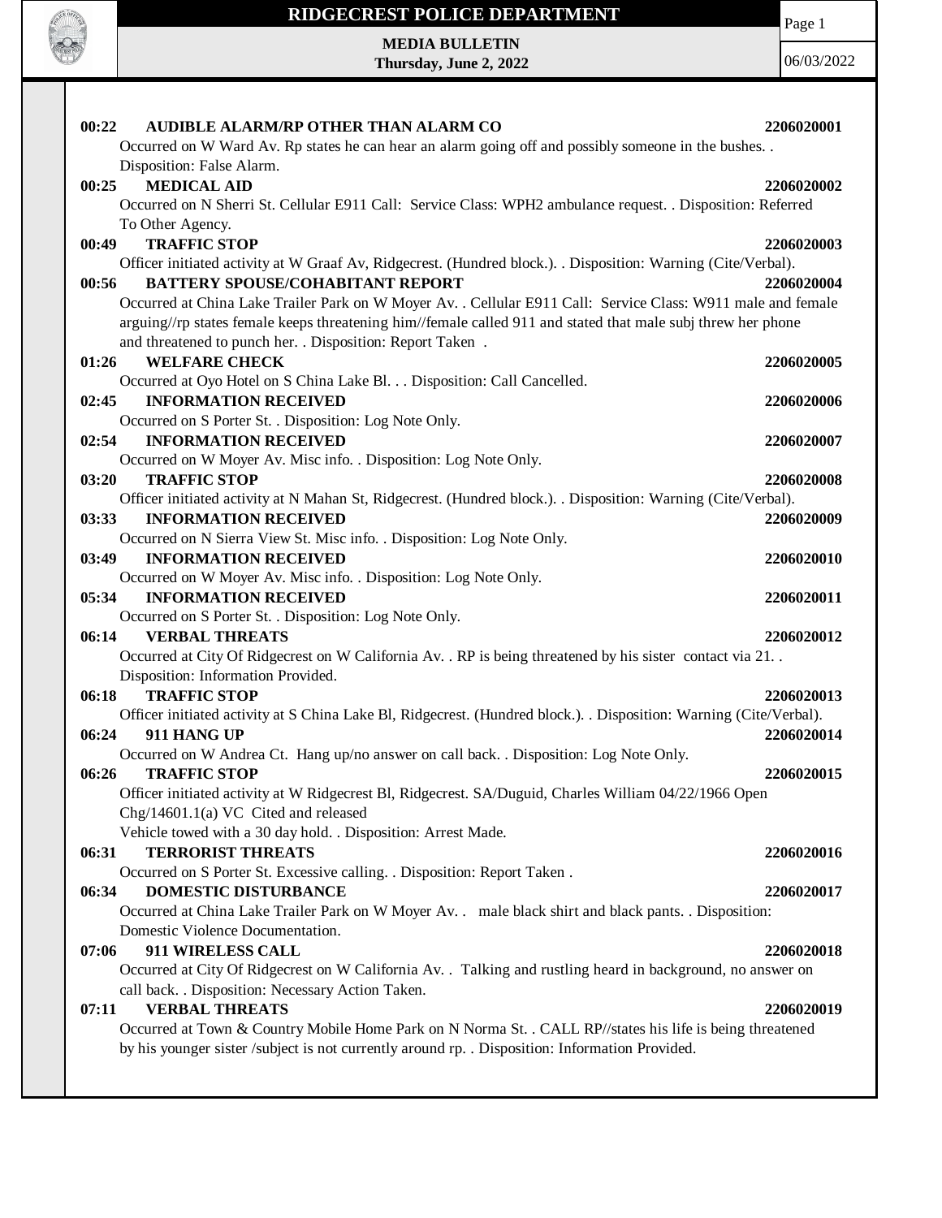# RIDGECREST POLICE DEPARTMENT

**MEDIA BULLETIN**
**Thursday, June 2, 2022**

06/03/2022

**00:22 AUDIBLE ALARM/RP OTHER THAN ALARM CO** **2206020001**
Occurred on W Ward Av. Rp states he can hear an alarm going off and possibly someone in the bushes. . Disposition: False Alarm.

**00:25 MEDICAL AID** **2206020002**
Occurred on N Sherri St. Cellular E911 Call: Service Class: WPH2 ambulance request. . Disposition: Referred To Other Agency.

**00:49 TRAFFIC STOP** **2206020003**
Officer initiated activity at W Graaf Av, Ridgecrest. (Hundred block.). . Disposition: Warning (Cite/Verbal).

**00:56 BATTERY SPOUSE/COHABITANT REPORT** **2206020004**
Occurred at China Lake Trailer Park on W Moyer Av. . Cellular E911 Call: Service Class: W911 male and female arguing//rp states female keeps threatening him//female called 911 and stated that male subj threw her phone and threatened to punch her. . Disposition: Report Taken .

**01:26 WELFARE CHECK** **2206020005**
Occurred at Oyo Hotel on S China Lake Bl. . . Disposition: Call Cancelled.

**02:45 INFORMATION RECEIVED** **2206020006**
Occurred on S Porter St. . Disposition: Log Note Only.

**02:54 INFORMATION RECEIVED** **2206020007**
Occurred on W Moyer Av. Misc info. . Disposition: Log Note Only.

**03:20 TRAFFIC STOP** **2206020008**
Officer initiated activity at N Mahan St, Ridgecrest. (Hundred block.). . Disposition: Warning (Cite/Verbal).

**03:33 INFORMATION RECEIVED** **2206020009**
Occurred on N Sierra View St. Misc info. . Disposition: Log Note Only.

**03:49 INFORMATION RECEIVED** **2206020010**
Occurred on W Moyer Av. Misc info. . Disposition: Log Note Only.

**05:34 INFORMATION RECEIVED** **2206020011**
Occurred on S Porter St. . Disposition: Log Note Only.

**06:14 VERBAL THREATS** **2206020012**
Occurred at City Of Ridgecrest on W California Av. . RP is being threatened by his sister contact via 21. . Disposition: Information Provided.

**06:18 TRAFFIC STOP** **2206020013**
Officer initiated activity at S China Lake Bl, Ridgecrest. (Hundred block.). . Disposition: Warning (Cite/Verbal).

**06:24 911 HANG UP** **2206020014**
Occurred on W Andrea Ct. Hang up/no answer on call back. . Disposition: Log Note Only.

**06:26 TRAFFIC STOP** **2206020015**
Officer initiated activity at W Ridgecrest Bl, Ridgecrest. SA/Duguid, Charles William 04/22/1966 Open Chg/14601.1(a) VC Cited and released
Vehicle towed with a 30 day hold. . Disposition: Arrest Made.

**06:31 TERRORIST THREATS** **2206020016**
Occurred on S Porter St. Excessive calling. . Disposition: Report Taken .

**06:34 DOMESTIC DISTURBANCE** **2206020017**
Occurred at China Lake Trailer Park on W Moyer Av. . male black shirt and black pants. . Disposition: Domestic Violence Documentation.

**07:06 911 WIRELESS CALL** **2206020018**
Occurred at City Of Ridgecrest on W California Av. . Talking and rustling heard in background, no answer on call back. . Disposition: Necessary Action Taken.

**07:11 VERBAL THREATS** **2206020019**
Occurred at Town & Country Mobile Home Park on N Norma St. . CALL RP//states his life is being threatened by his younger sister /subject is not currently around rp. . Disposition: Information Provided.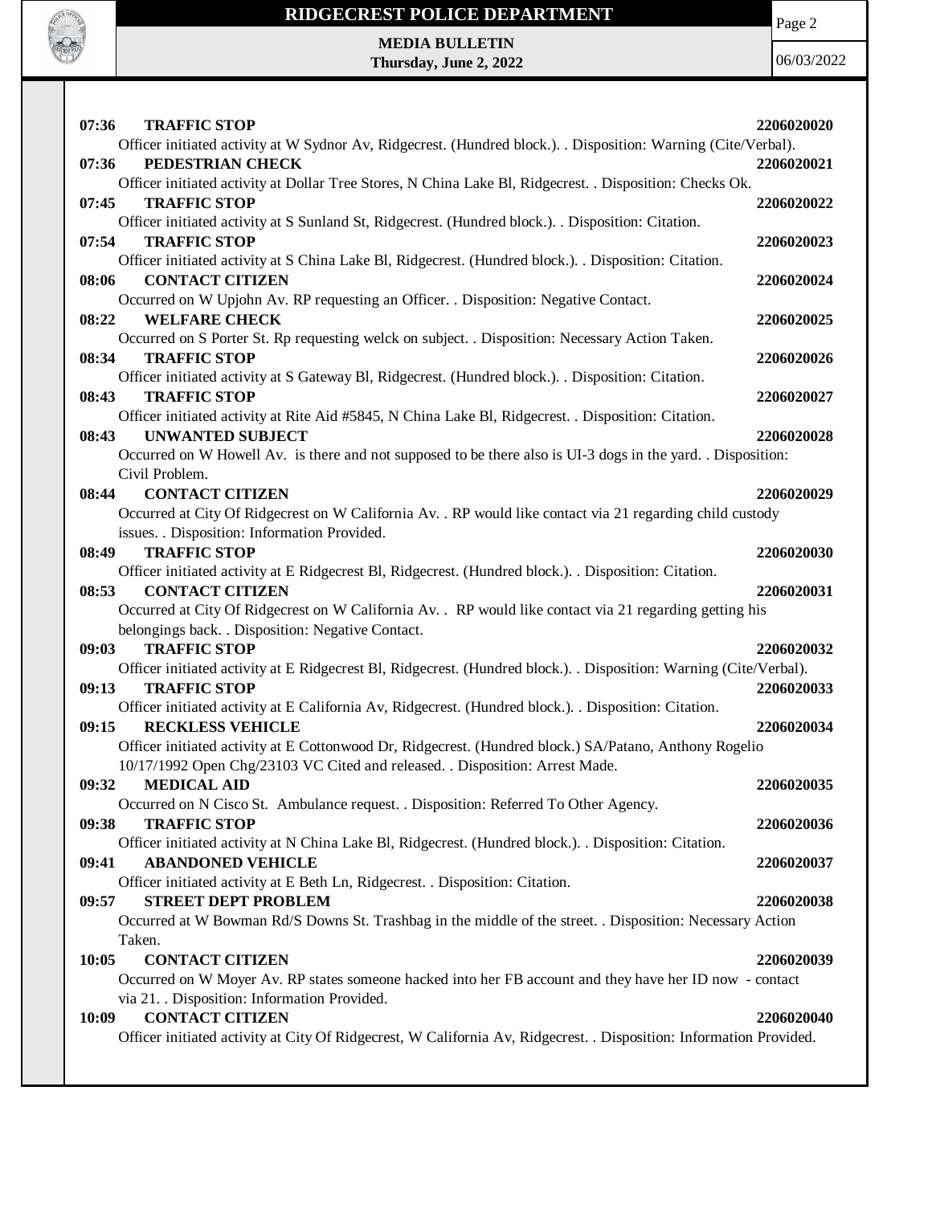**07:36 TRAFFIC STOP 2206020020**

Officer initiated activity at W Sydnor Av, Ridgecrest. (Hundred block.). . Disposition: Warning (Cite/Verbal).

**07:36 PEDESTRIAN CHECK 2206020021**

Officer initiated activity at Dollar Tree Stores, N China Lake Bl, Ridgecrest. . Disposition: Checks Ok.

**07:45 TRAFFIC STOP 2206020022**

Officer initiated activity at S Sunland St, Ridgecrest. (Hundred block.). . Disposition: Citation.

**07:54 TRAFFIC STOP 2206020023**

Officer initiated activity at S China Lake Bl, Ridgecrest. (Hundred block.). . Disposition: Citation.

**08:06 CONTACT CITIZEN 2206020024**

Occurred on W Upjohn Av. RP requesting an Officer. . Disposition: Negative Contact.

**08:22 WELFARE CHECK 2206020025**

Occurred on S Porter St. Rp requesting welck on subject. . Disposition: Necessary Action Taken.

**08:34 TRAFFIC STOP 2206020026**

Officer initiated activity at S Gateway Bl, Ridgecrest. (Hundred block.). . Disposition: Citation.

**08:43 TRAFFIC STOP 2206020027**

Officer initiated activity at Rite Aid #5845, N China Lake Bl, Ridgecrest. . Disposition: Citation.

**08:43 UNWANTED SUBJECT 2206020028**

Occurred on W Howell Av. is there and not supposed to be there also is UI-3 dogs in the yard. . Disposition: Civil Problem.

**08:44 CONTACT CITIZEN 2206020029**

Occurred at City Of Ridgecrest on W California Av. . RP would like contact via 21 regarding child custody issues. . Disposition: Information Provided.

**08:49 TRAFFIC STOP 2206020030**

Officer initiated activity at E Ridgecrest Bl, Ridgecrest. (Hundred block.). . Disposition: Citation.

**08:53 CONTACT CITIZEN 2206020031**

Occurred at City Of Ridgecrest on W California Av. . RP would like contact via 21 regarding getting his belongings back. . Disposition: Negative Contact.

**09:03 TRAFFIC STOP 2206020032**

Officer initiated activity at E Ridgecrest Bl, Ridgecrest. (Hundred block.). . Disposition: Warning (Cite/Verbal).

**09:13 TRAFFIC STOP 2206020033**

Officer initiated activity at E California Av, Ridgecrest. (Hundred block.). . Disposition: Citation.

**09:15 RECKLESS VEHICLE 2206020034**

Officer initiated activity at E Cottonwood Dr, Ridgecrest. (Hundred block.) SA/Patano, Anthony Rogelio 10/17/1992 Open Chg/23103 VC Cited and released. . Disposition: Arrest Made.

**09:32 MEDICAL AID 2206020035**

Occurred on N Cisco St. Ambulance request. . Disposition: Referred To Other Agency.

**09:38 TRAFFIC STOP 2206020036**

Officer initiated activity at N China Lake Bl, Ridgecrest. (Hundred block.). . Disposition: Citation.

**09:41 ABANDONED VEHICLE 2206020037**

Officer initiated activity at E Beth Ln, Ridgecrest. . Disposition: Citation.

**09:57 STREET DEPT PROBLEM 2206020038**

Occurred at W Bowman Rd/S Downs St. Trashbag in the middle of the street. . Disposition: Necessary Action Taken.

**10:05 CONTACT CITIZEN 2206020039**

Occurred on W Moyer Av. RP states someone hacked into her FB account and they have her ID now - contact via 21. . Disposition: Information Provided.

**10:09 CONTACT CITIZEN 2206020040**

Officer initiated activity at City Of Ridgecrest, W California Av, Ridgecrest. . Disposition: Information Provided.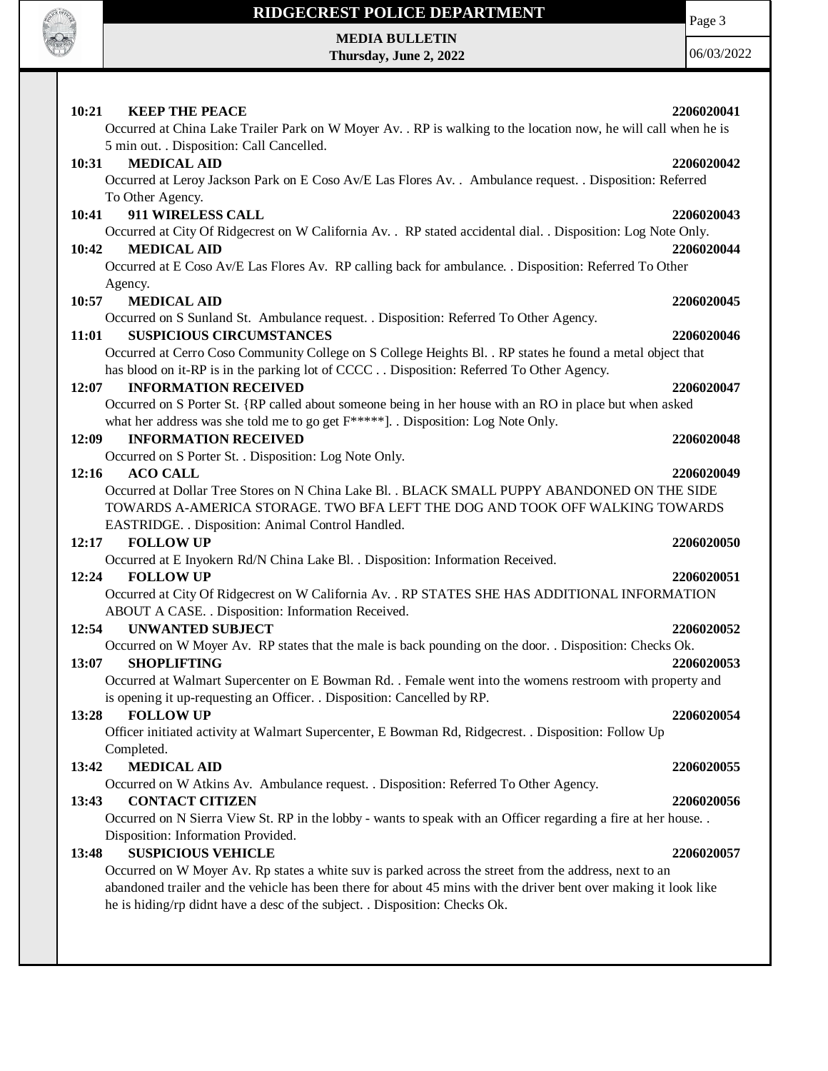**10:21 KEEP THE PEACE 2206020041**

Occurred at China Lake Trailer Park on W Moyer Av. . RP is walking to the location now, he will call when he is 5 min out. . Disposition: Call Cancelled.

**10:31 MEDICAL AID 2206020042**

Occurred at Leroy Jackson Park on E Coso Av/E Las Flores Av. . Ambulance request. . Disposition: Referred To Other Agency.

**10:41 911 WIRELESS CALL 2206020043**

Occurred at City Of Ridgecrest on W California Av. . RP stated accidental dial. . Disposition: Log Note Only.

**10:42 MEDICAL AID 2206020044**

Occurred at E Coso Av/E Las Flores Av. RP calling back for ambulance. . Disposition: Referred To Other Agency.

**10:57 MEDICAL AID 2206020045**

Occurred on S Sunland St. Ambulance request. . Disposition: Referred To Other Agency.

**11:01 SUSPICIOUS CIRCUMSTANCES 2206020046**

Occurred at Cerro Coso Community College on S College Heights Bl. . RP states he found a metal object that has blood on it-RP is in the parking lot of CCCC . . Disposition: Referred To Other Agency.

**12:07 INFORMATION RECEIVED 2206020047**

Occurred on S Porter St. {RP called about someone being in her house with an RO in place but when asked what her address was she told me to go get F*****]. . Disposition: Log Note Only.

**12:09 INFORMATION RECEIVED 2206020048**

Occurred on S Porter St. . Disposition: Log Note Only.

**12:16 ACO CALL 2206020049**

Occurred at Dollar Tree Stores on N China Lake Bl. . BLACK SMALL PUPPY ABANDONED ON THE SIDE TOWARDS A-AMERICA STORAGE. TWO BFA LEFT THE DOG AND TOOK OFF WALKING TOWARDS EASTRIDGE. . Disposition: Animal Control Handled.

**12:17 FOLLOW UP 2206020050**

Occurred at E Inyokern Rd/N China Lake Bl. . Disposition: Information Received.

**12:24 FOLLOW UP 2206020051**

Occurred at City Of Ridgecrest on W California Av. . RP STATES SHE HAS ADDITIONAL INFORMATION ABOUT A CASE. . Disposition: Information Received.

**12:54 UNWANTED SUBJECT 2206020052**

Occurred on W Moyer Av. RP states that the male is back pounding on the door. . Disposition: Checks Ok.

**13:07 SHOPLIFTING 2206020053**

Occurred at Walmart Supercenter on E Bowman Rd. . Female went into the womens restroom with property and is opening it up-requesting an Officer. . Disposition: Cancelled by RP.

**13:28 FOLLOW UP 2206020054**

Officer initiated activity at Walmart Supercenter, E Bowman Rd, Ridgecrest. . Disposition: Follow Up Completed.

**13:42 MEDICAL AID 2206020055**

Occurred on W Atkins Av. Ambulance request. . Disposition: Referred To Other Agency.

**13:43 CONTACT CITIZEN 2206020056**

Occurred on N Sierra View St. RP in the lobby - wants to speak with an Officer regarding a fire at her house. . Disposition: Information Provided.

**13:48 SUSPICIOUS VEHICLE 2206020057**

Occurred on W Moyer Av. Rp states a white suv is parked across the street from the address, next to an abandoned trailer and the vehicle has been there for about 45 mins with the driver bent over making it look like he is hiding/rp didnt have a desc of the subject. . Disposition: Checks Ok.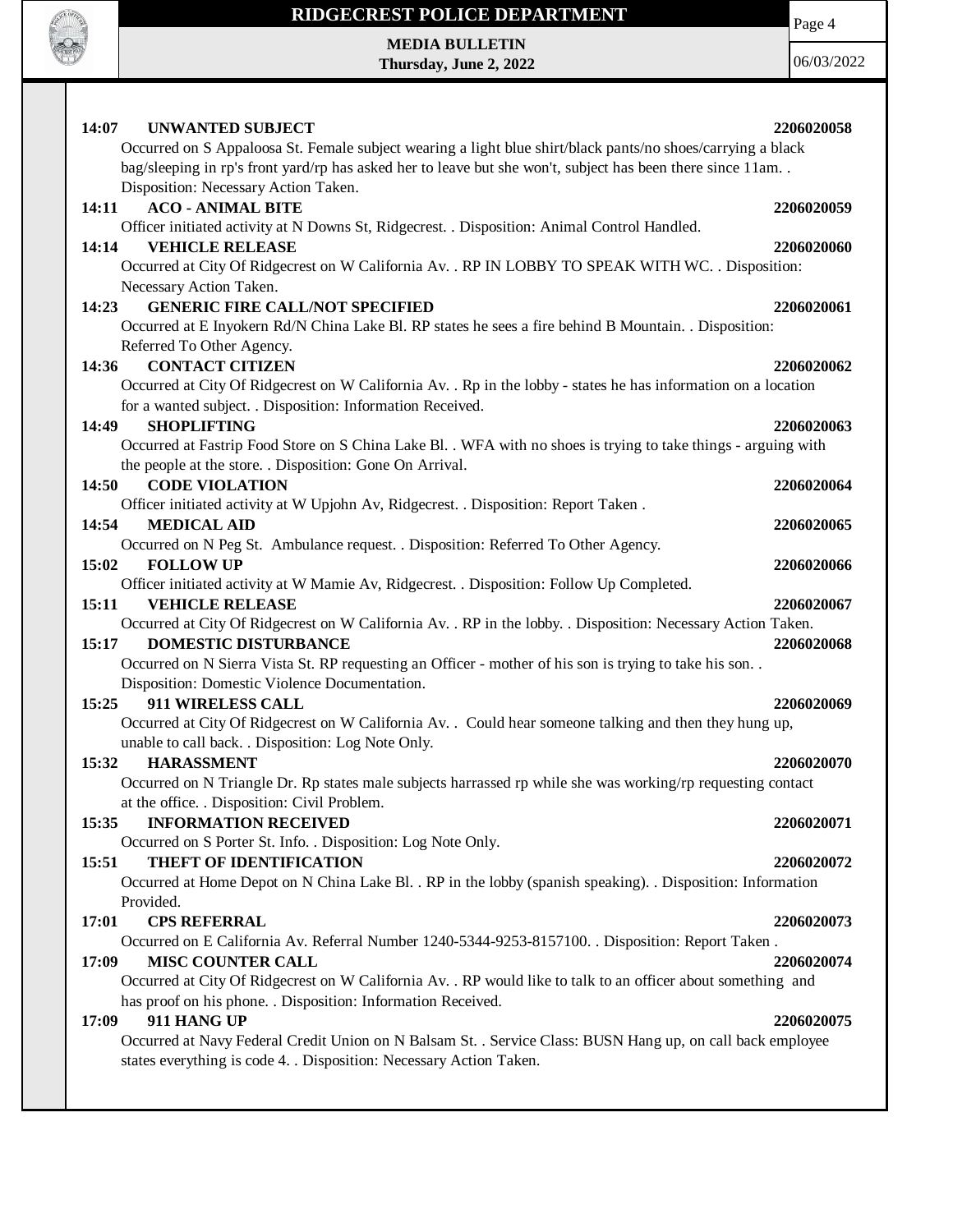**14:07 UNWANTED SUBJECT** **2206020058**
Occurred on S Appaloosa St. Female subject wearing a light blue shirt/black pants/no shoes/carrying a black bag/sleeping in rp's front yard/rp has asked her to leave but she won't, subject has been there since 11am. . Disposition: Necessary Action Taken.

**14:11 ACO - ANIMAL BITE** **2206020059**
Officer initiated activity at N Downs St, Ridgecrest. . Disposition: Animal Control Handled.

**14:14 VEHICLE RELEASE** **2206020060**
Occurred at City Of Ridgecrest on W California Av. . RP IN LOBBY TO SPEAK WITH WC. . Disposition: Necessary Action Taken.

**14:23 GENERIC FIRE CALL/NOT SPECIFIED** **2206020061**
Occurred at E Inyokern Rd/N China Lake Bl. RP states he sees a fire behind B Mountain. . Disposition: Referred To Other Agency.

**14:36 CONTACT CITIZEN** **2206020062**
Occurred at City Of Ridgecrest on W California Av. . Rp in the lobby - states he has information on a location for a wanted subject. . Disposition: Information Received.

**14:49 SHOPLIFTING** **2206020063**
Occurred at Fastrip Food Store on S China Lake Bl. . WFA with no shoes is trying to take things - arguing with the people at the store. . Disposition: Gone On Arrival.

**14:50 CODE VIOLATION** **2206020064**
Officer initiated activity at W Upjohn Av, Ridgecrest. . Disposition: Report Taken .

**14:54 MEDICAL AID** **2206020065**
Occurred on N Peg St. Ambulance request. . Disposition: Referred To Other Agency.

**15:02 FOLLOW UP** **2206020066**
Officer initiated activity at W Mamie Av, Ridgecrest. . Disposition: Follow Up Completed.

**15:11 VEHICLE RELEASE** **2206020067**
Occurred at City Of Ridgecrest on W California Av. . RP in the lobby. . Disposition: Necessary Action Taken.

**15:17 DOMESTIC DISTURBANCE** **2206020068**
Occurred on N Sierra Vista St. RP requesting an Officer - mother of his son is trying to take his son. . Disposition: Domestic Violence Documentation.

**15:25 911 WIRELESS CALL** **2206020069**
Occurred at City Of Ridgecrest on W California Av. . Could hear someone talking and then they hung up, unable to call back. . Disposition: Log Note Only.

**15:32 HARASSMENT** **2206020070**
Occurred on N Triangle Dr. Rp states male subjects harrassed rp while she was working/rp requesting contact at the office. . Disposition: Civil Problem.

**15:35 INFORMATION RECEIVED** **2206020071**
Occurred on S Porter St. Info. . Disposition: Log Note Only.

**15:51 THEFT OF IDENTIFICATION** **2206020072**
Occurred at Home Depot on N China Lake Bl. . RP in the lobby (spanish speaking). . Disposition: Information Provided.

**17:01 CPS REFERRAL** **2206020073**
Occurred on E California Av. Referral Number 1240-5344-9253-8157100. . Disposition: Report Taken .

**17:09 MISC COUNTER CALL** **2206020074**
Occurred at City Of Ridgecrest on W California Av. . RP would like to talk to an officer about something and has proof on his phone. . Disposition: Information Received.

**17:09 911 HANG UP** **2206020075**
Occurred at Navy Federal Credit Union on N Balsam St. . Service Class: BUSN Hang up, on call back employee states everything is code 4. . Disposition: Necessary Action Taken.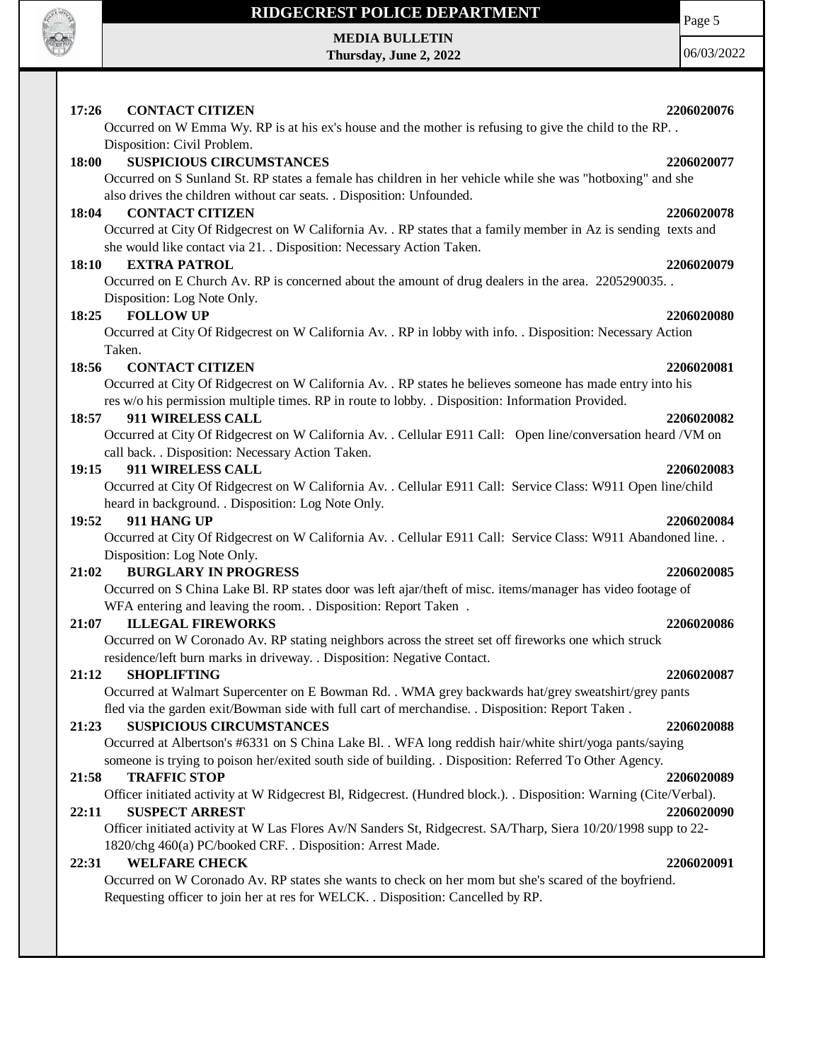**17:26 CONTACT CITIZEN 2206020076**
Occurred on W Emma Wy. RP is at his ex's house and the mother is refusing to give the child to the RP. . Disposition: Civil Problem.

**18:00 SUSPICIOUS CIRCUMSTANCES 2206020077**
Occurred on S Sunland St. RP states a female has children in her vehicle while she was "hotboxing" and she also drives the children without car seats. . Disposition: Unfounded.

**18:04 CONTACT CITIZEN 2206020078**
Occurred at City Of Ridgecrest on W California Av. . RP states that a family member in Az is sending texts and she would like contact via 21. . Disposition: Necessary Action Taken.

**18:10 EXTRA PATROL 2206020079**
Occurred on E Church Av. RP is concerned about the amount of drug dealers in the area. 2205290035. . Disposition: Log Note Only.

**18:25 FOLLOW UP 2206020080**
Occurred at City Of Ridgecrest on W California Av. . RP in lobby with info. . Disposition: Necessary Action Taken.

**18:56 CONTACT CITIZEN 2206020081**
Occurred at City Of Ridgecrest on W California Av. . RP states he believes someone has made entry into his res w/o his permission multiple times. RP in route to lobby. . Disposition: Information Provided.

**18:57 911 WIRELESS CALL 2206020082**
Occurred at City Of Ridgecrest on W California Av. . Cellular E911 Call: Open line/conversation heard /VM on call back. . Disposition: Necessary Action Taken.

**19:15 911 WIRELESS CALL 2206020083**
Occurred at City Of Ridgecrest on W California Av. . Cellular E911 Call: Service Class: W911 Open line/child heard in background. . Disposition: Log Note Only.

**19:52 911 HANG UP 2206020084**
Occurred at City Of Ridgecrest on W California Av. . Cellular E911 Call: Service Class: W911 Abandoned line. . Disposition: Log Note Only.

**21:02 BURGLARY IN PROGRESS 2206020085**
Occurred on S China Lake Bl. RP states door was left ajar/theft of misc. items/manager has video footage of WFA entering and leaving the room. . Disposition: Report Taken .

**21:07 ILLEGAL FIREWORKS 2206020086**
Occurred on W Coronado Av. RP stating neighbors across the street set off fireworks one which struck residence/left burn marks in driveway. . Disposition: Negative Contact.

**21:12 SHOPLIFTING 2206020087**
Occurred at Walmart Supercenter on E Bowman Rd. . WMA grey backwards hat/grey sweatshirt/grey pants fled via the garden exit/Bowman side with full cart of merchandise. . Disposition: Report Taken .

**21:23 SUSPICIOUS CIRCUMSTANCES 2206020088**
Occurred at Albertson's #6331 on S China Lake Bl. . WFA long reddish hair/white shirt/yoga pants/saying someone is trying to poison her/exited south side of building. . Disposition: Referred To Other Agency.

**21:58 TRAFFIC STOP 2206020089**
Officer initiated activity at W Ridgecrest Bl, Ridgecrest. (Hundred block.). . Disposition: Warning (Cite/Verbal).

**22:11 SUSPECT ARREST 2206020090**
Officer initiated activity at W Las Flores Av/N Sanders St, Ridgecrest. SA/Tharp, Siera 10/20/1998 supp to 22-1820/chg 460(a) PC/booked CRF. . Disposition: Arrest Made.

**22:31 WELFARE CHECK 2206020091**
Occurred on W Coronado Av. RP states she wants to check on her mom but she's scared of the boyfriend. Requesting officer to join her at res for WELCK. . Disposition: Cancelled by RP.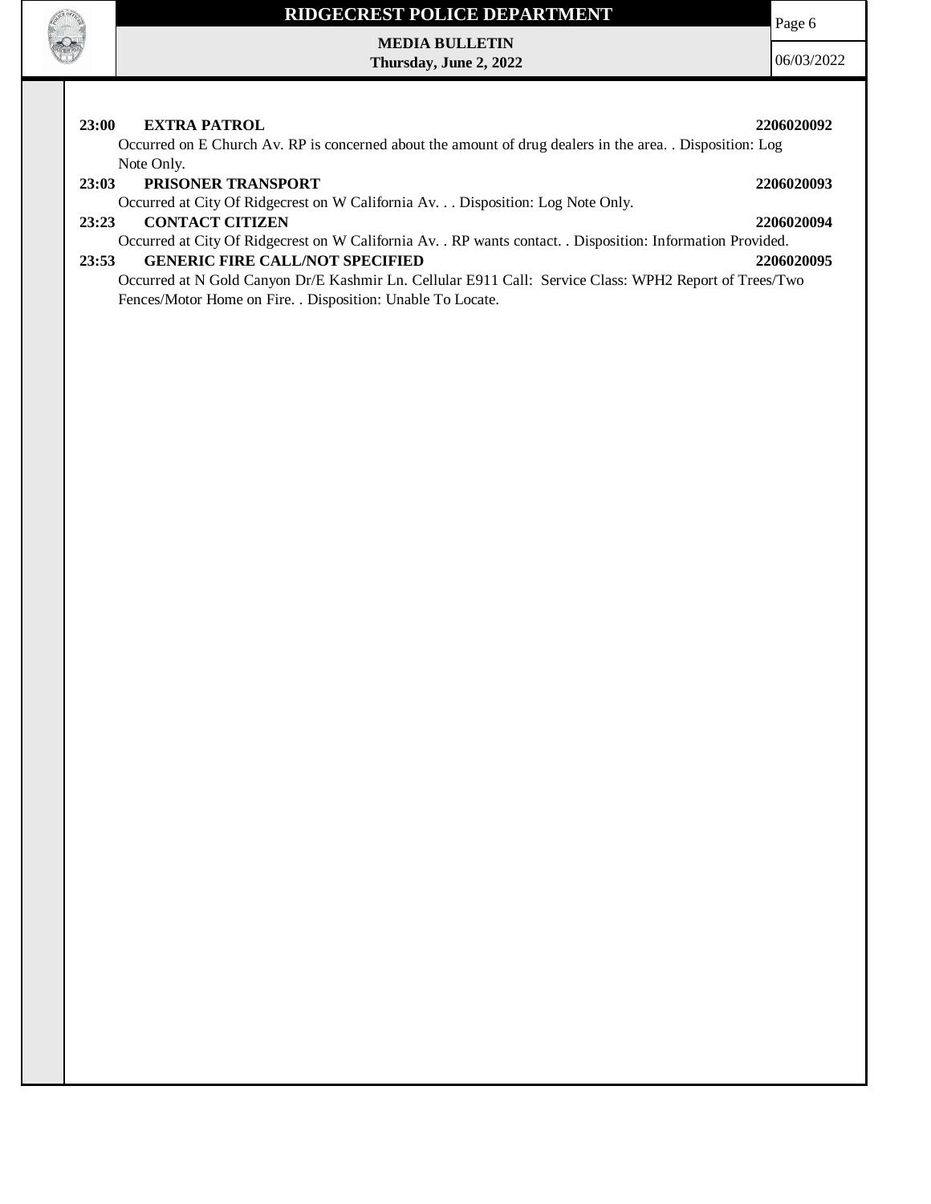**23:00 EXTRA PATROL** **2206020092**

Occurred on E Church Av. RP is concerned about the amount of drug dealers in the area. . Disposition: Log Note Only.

**23:03 PRISONER TRANSPORT** **2206020093**

Occurred at City Of Ridgecrest on W California Av. . . Disposition: Log Note Only.

**23:23 CONTACT CITIZEN** **2206020094**

Occurred at City Of Ridgecrest on W California Av. . RP wants contact. . Disposition: Information Provided.

**23:53 GENERIC FIRE CALL/NOT SPECIFIED** **2206020095**

Occurred at N Gold Canyon Dr/E Kashmir Ln. Cellular E911 Call: Service Class: WPH2 Report of Trees/Two Fences/Motor Home on Fire. . Disposition: Unable To Locate.